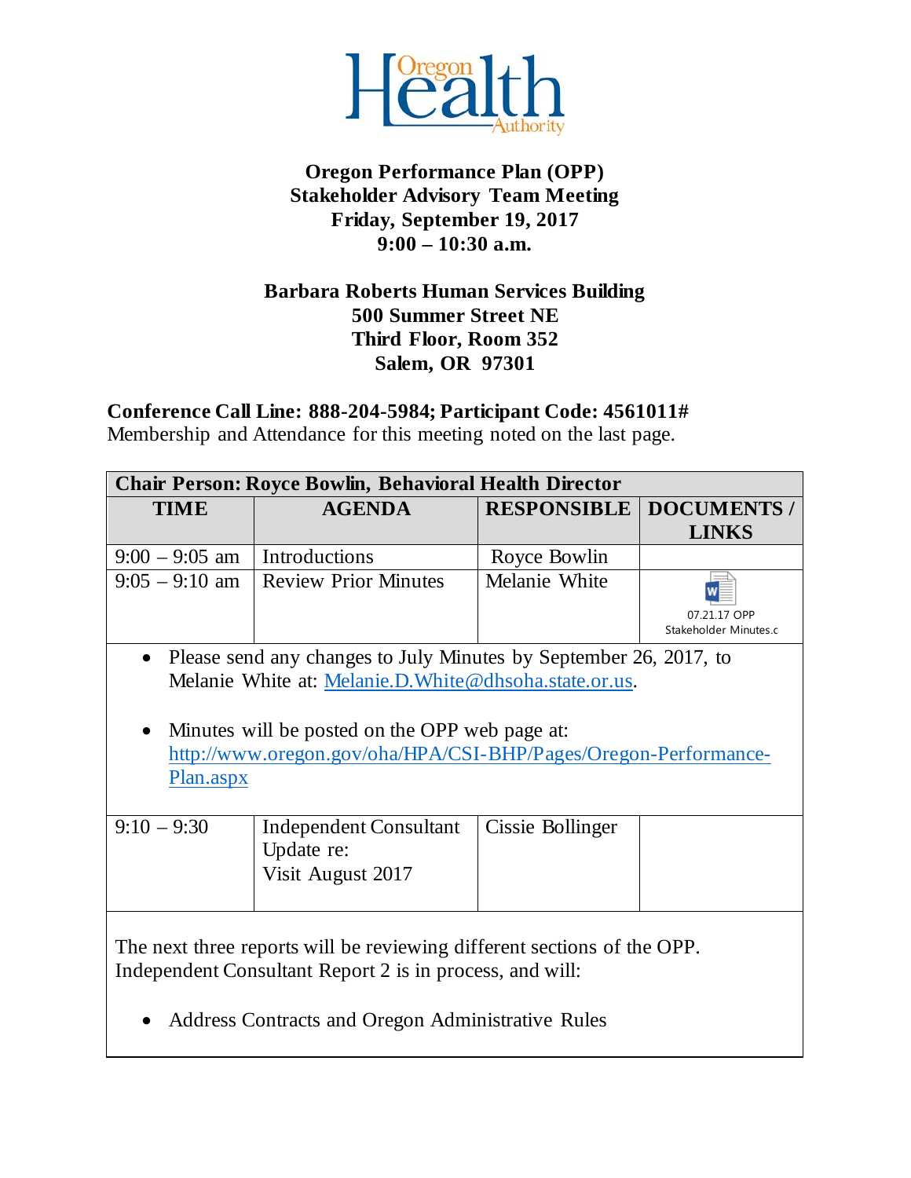Oregon Health Authority

**Oregon Performance Plan (OPP)**
**Stakeholder Advisory Team Meeting**
**Friday, September 19, 2017**
**9:00 – 10:30 a.m.**

**Barbara Roberts Human Services Building**
**500 Summer Street NE**
**Third Floor, Room 352**
**Salem, OR 97301**

**Conference Call Line: 888-204-5984; Participant Code: 4561011#**
Membership and Attendance for this meeting noted on the last page.

| **Chair Person: Royce Bowlin, Behavioral Health Director** | | | |
|---|---|---|---|
| **TIME** | **AGENDA** | **RESPONSIBLE** | **DOCUMENTS / LINKS** |
| 9:00 – 9:05 am | Introductions | Royce Bowlin | |
| 9:05 – 9:10 am | Review Prior Minutes | Melanie White | 07.21.17 OPP Stakeholder Minutes.c |
| • Please send any changes to July Minutes by September 26, 2017, to Melanie White at: Melanie.D.White@dhsoha.state.or.us. <br> • Minutes will be posted on the OPP web page at: http://www.oregon.gov/oha/HPA/CSI-BHP/Pages/Oregon-Performance-Plan.aspx | | | |
| 9:10 – 9:30 | Independent Consultant Update re: Visit August 2017 | Cissie Bollinger | |
| The next three reports will be reviewing different sections of the OPP. Independent Consultant Report 2 is in process, and will: <br> • Address Contracts and Oregon Administrative Rules | | | |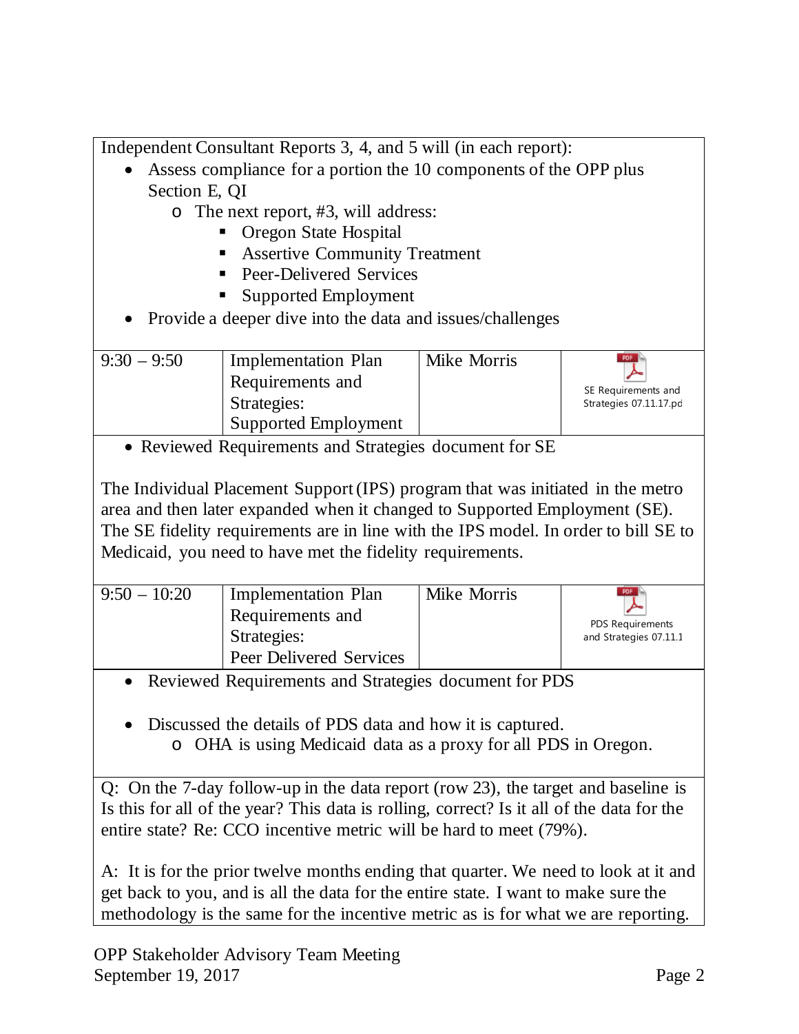Independent Consultant Reports 3, 4, and 5 will (in each report):

- Assess compliance for a portion the 10 components of the OPP plus Section E, QI
  - The next report, #3, will address:
    - Oregon State Hospital
    - Assertive Community Treatment
    - Peer-Delivered Services
    - Supported Employment
- Provide a deeper dive into the data and issues/challenges

| 9:30 – 9:50 | Implementation Plan Requirements and Strategies: Supported Employment | Mike Morris | SE Requirements and Strategies 07.11.17.pd |
|---|---|---|---|

- Reviewed Requirements and Strategies document for SE

The Individual Placement Support (IPS) program that was initiated in the metro area and then later expanded when it changed to Supported Employment (SE). The SE fidelity requirements are in line with the IPS model. In order to bill SE to Medicaid, you need to have met the fidelity requirements.

| 9:50 – 10:20 | Implementation Plan Requirements and Strategies: Peer Delivered Services | Mike Morris | PDS Requirements and Strategies 07.11.1 |
|---|---|---|---|

- Reviewed Requirements and Strategies document for PDS

- Discussed the details of PDS data and how it is captured.
  - OHA is using Medicaid data as a proxy for all PDS in Oregon.

Q: On the 7-day follow-up in the data report (row 23), the target and baseline is Is this for all of the year? This data is rolling, correct? Is it all of the data for the entire state? Re: CCO incentive metric will be hard to meet (79%).

A: It is for the prior twelve months ending that quarter. We need to look at it and get back to you, and is all the data for the entire state. I want to make sure the methodology is the same for the incentive metric as is for what we are reporting.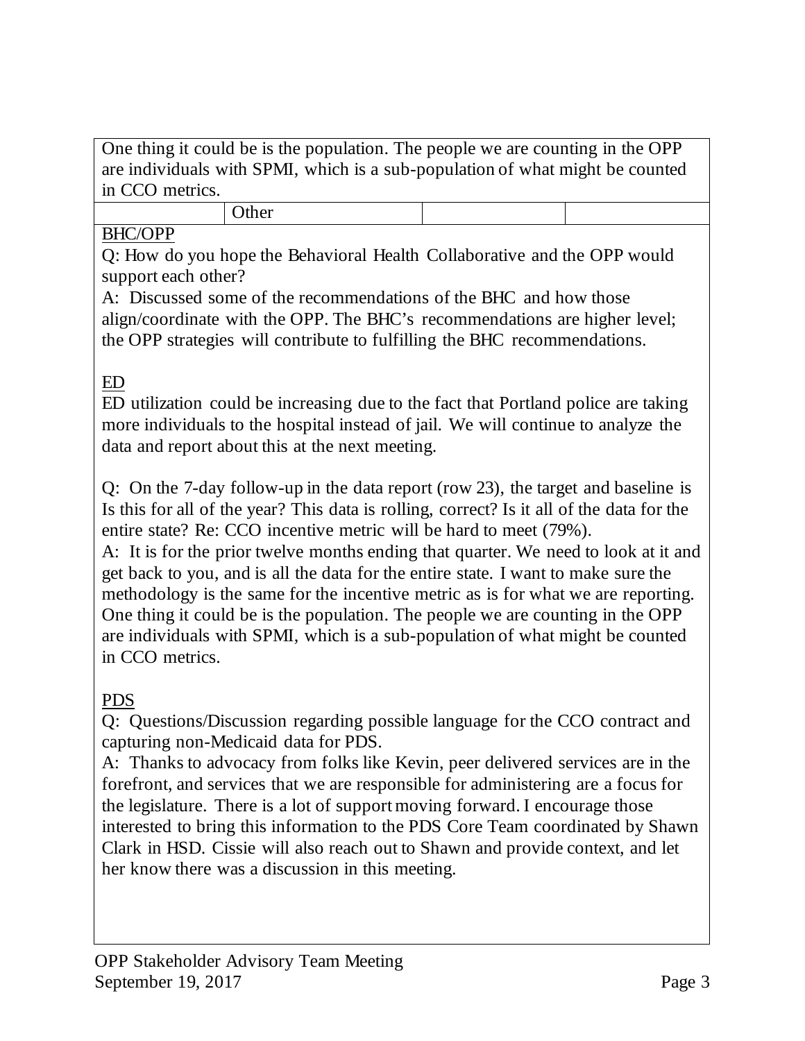| One thing it could be is the population. The people we are counting in the OPP are individuals with SPMI, which is a sub-population of what might be counted in CCO metrics. | | | |
|---|---|---|---|
| | Other | | |

BHC/OPP

Q: How do you hope the Behavioral Health Collaborative and the OPP would support each other?

A: Discussed some of the recommendations of the BHC and how those align/coordinate with the OPP. The BHC's recommendations are higher level; the OPP strategies will contribute to fulfilling the BHC recommendations.

ED

ED utilization could be increasing due to the fact that Portland police are taking more individuals to the hospital instead of jail. We will continue to analyze the data and report about this at the next meeting.

Q: On the 7-day follow-up in the data report (row 23), the target and baseline is Is this for all of the year? This data is rolling, correct? Is it all of the data for the entire state? Re: CCO incentive metric will be hard to meet (79%).

A: It is for the prior twelve months ending that quarter. We need to look at it and get back to you, and is all the data for the entire state. I want to make sure the methodology is the same for the incentive metric as is for what we are reporting. One thing it could be is the population. The people we are counting in the OPP are individuals with SPMI, which is a sub-population of what might be counted in CCO metrics.

PDS

Q: Questions/Discussion regarding possible language for the CCO contract and capturing non-Medicaid data for PDS.

A: Thanks to advocacy from folks like Kevin, peer delivered services are in the forefront, and services that we are responsible for administering are a focus for the legislature. There is a lot of support moving forward. I encourage those interested to bring this information to the PDS Core Team coordinated by Shawn Clark in HSD. Cissie will also reach out to Shawn and provide context, and let her know there was a discussion in this meeting.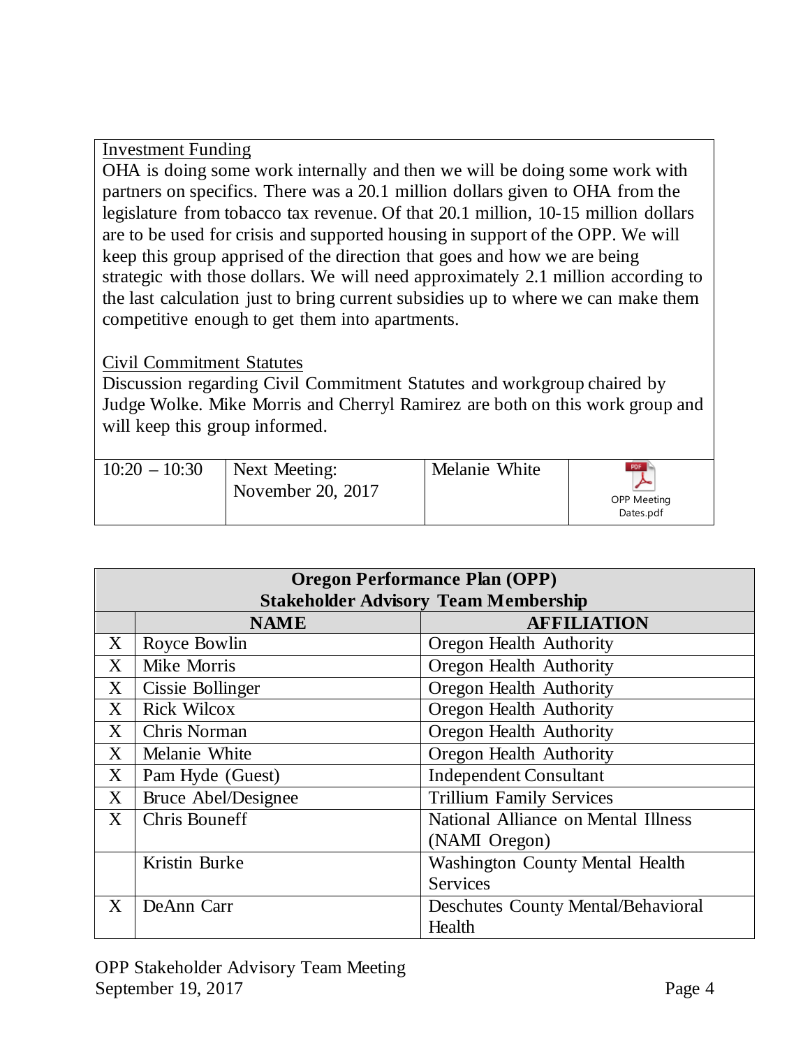Investment Funding

OHA is doing some work internally and then we will be doing some work with partners on specifics. There was a 20.1 million dollars given to OHA from the legislature from tobacco tax revenue. Of that 20.1 million, 10-15 million dollars are to be used for crisis and supported housing in support of the OPP. We will keep this group apprised of the direction that goes and how we are being strategic with those dollars. We will need approximately 2.1 million according to the last calculation just to bring current subsidies up to where we can make them competitive enough to get them into apartments.

Civil Commitment Statutes

Discussion regarding Civil Commitment Statutes and workgroup chaired by Judge Wolke. Mike Morris and Cherryl Ramirez are both on this work group and will keep this group informed.

| 10:20 – 10:30 | Next Meeting: November 20, 2017 | Melanie White | OPP Meeting Dates.pdf |
|---|---|---|---|

| **Oregon Performance Plan (OPP) Stakeholder Advisory Team Membership** | | |
|---|---|---|
| | **NAME** | **AFFILIATION** |
| X | Royce Bowlin | Oregon Health Authority |
| X | Mike Morris | Oregon Health Authority |
| X | Cissie Bollinger | Oregon Health Authority |
| X | Rick Wilcox | Oregon Health Authority |
| X | Chris Norman | Oregon Health Authority |
| X | Melanie White | Oregon Health Authority |
| X | Pam Hyde (Guest) | Independent Consultant |
| X | Bruce Abel/Designee | Trillium Family Services |
| X | Chris Bouneff | National Alliance on Mental Illness (NAMI Oregon) |
| | Kristin Burke | Washington County Mental Health Services |
| X | DeAnn Carr | Deschutes County Mental/Behavioral Health |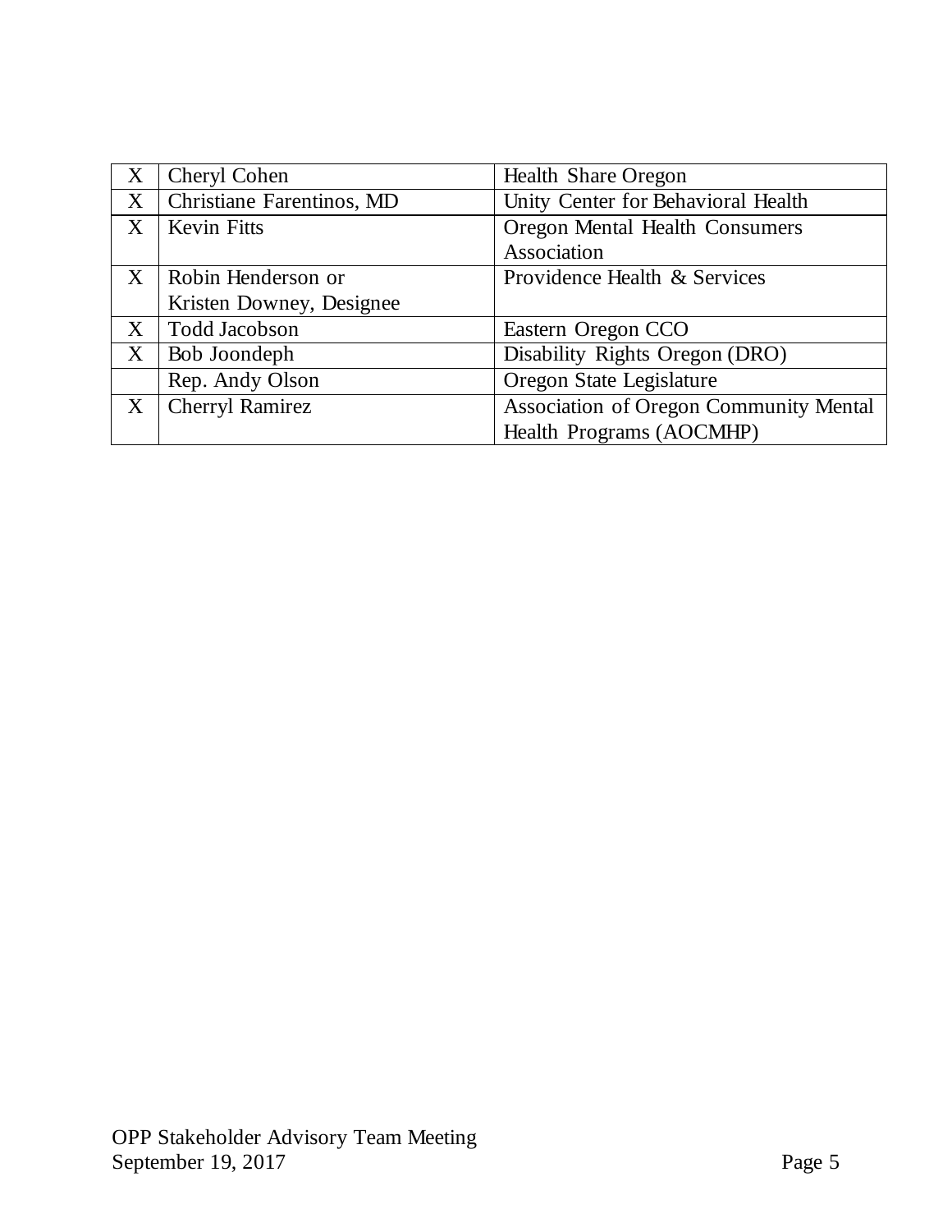| | | |
|---|---|---|
| X | Cheryl Cohen | Health Share Oregon |
| X | Christiane Farentinos, MD | Unity Center for Behavioral Health |
| X | Kevin Fitts | Oregon Mental Health Consumers Association |
| X | Robin Henderson or Kristen Downey, Designee | Providence Health & Services |
| X | Todd Jacobson | Eastern Oregon CCO |
| X | Bob Joondeph | Disability Rights Oregon (DRO) |
| | Rep. Andy Olson | Oregon State Legislature |
| X | Cherryl Ramirez | Association of Oregon Community Mental Health Programs (AOCMHP) |